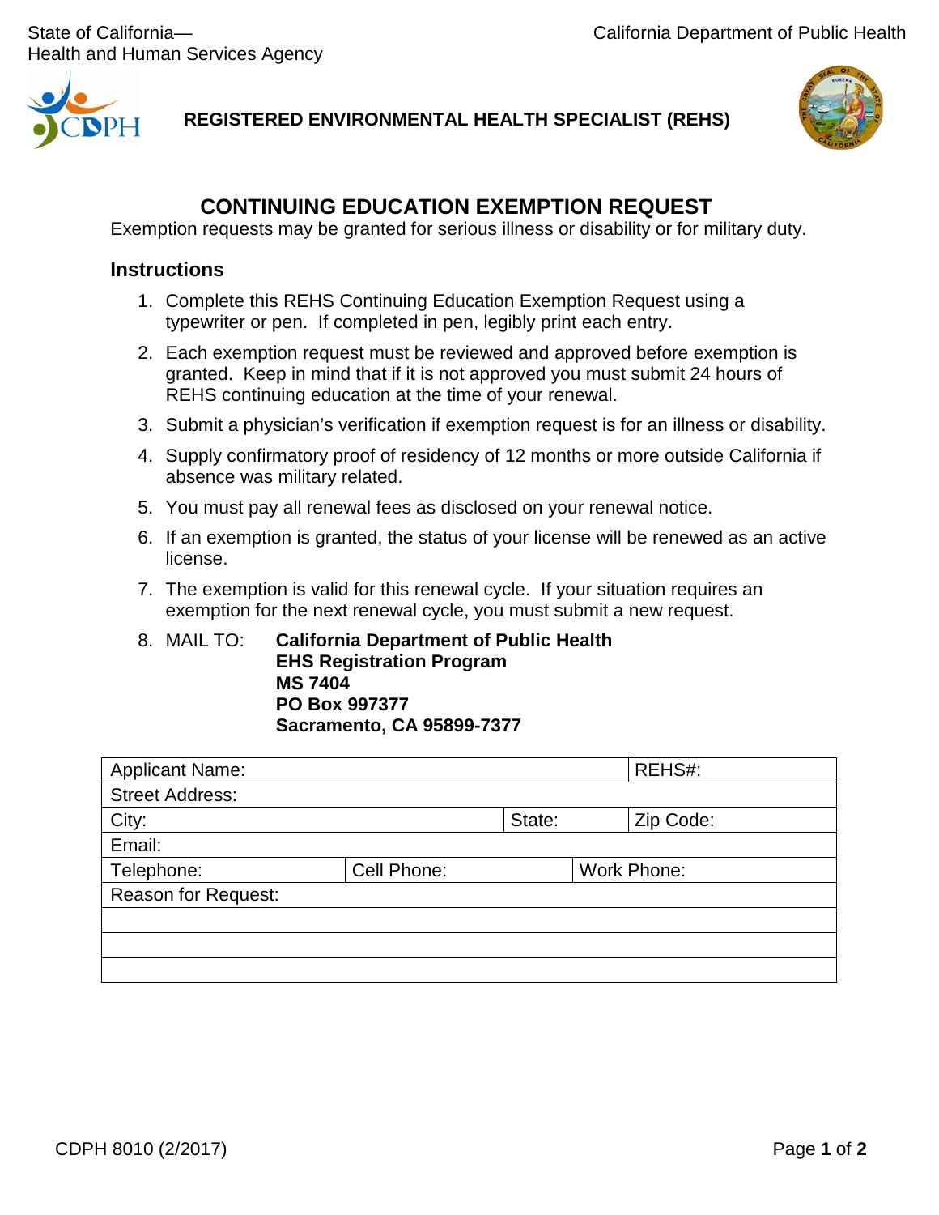State of California—
Health and Human Services Agency

California Department of Public Health

**REGISTERED ENVIRONMENTAL HEALTH SPECIALIST (REHS)**

## CONTINUING EDUCATION EXEMPTION REQUEST

Exemption requests may be granted for serious illness or disability or for military duty.

### Instructions

1. Complete this REHS Continuing Education Exemption Request using a typewriter or pen. If completed in pen, legibly print each entry.
2. Each exemption request must be reviewed and approved before exemption is granted. Keep in mind that if it is not approved you must submit 24 hours of REHS continuing education at the time of your renewal.
3. Submit a physician's verification if exemption request is for an illness or disability.
4. Supply confirmatory proof of residency of 12 months or more outside California if absence was military related.
5. You must pay all renewal fees as disclosed on your renewal notice.
6. If an exemption is granted, the status of your license will be renewed as an active license.
7. The exemption is valid for this renewal cycle. If your situation requires an exemption for the next renewal cycle, you must submit a new request.
8. MAIL TO: **California Department of Public Health**
   **EHS Registration Program**
   **MS 7404**
   **PO Box 997377**
   **Sacramento, CA 95899-7377**

| Applicant Name: | | REHS#: |
|---|---|---|
| Street Address: | | |
| City: | State: | Zip Code: |
| Email: | | |
| Telephone: | Cell Phone: | Work Phone: |
| Reason for Request: | | |
| | | |
| | | |
| | | |

CDPH 8010 (2/2017)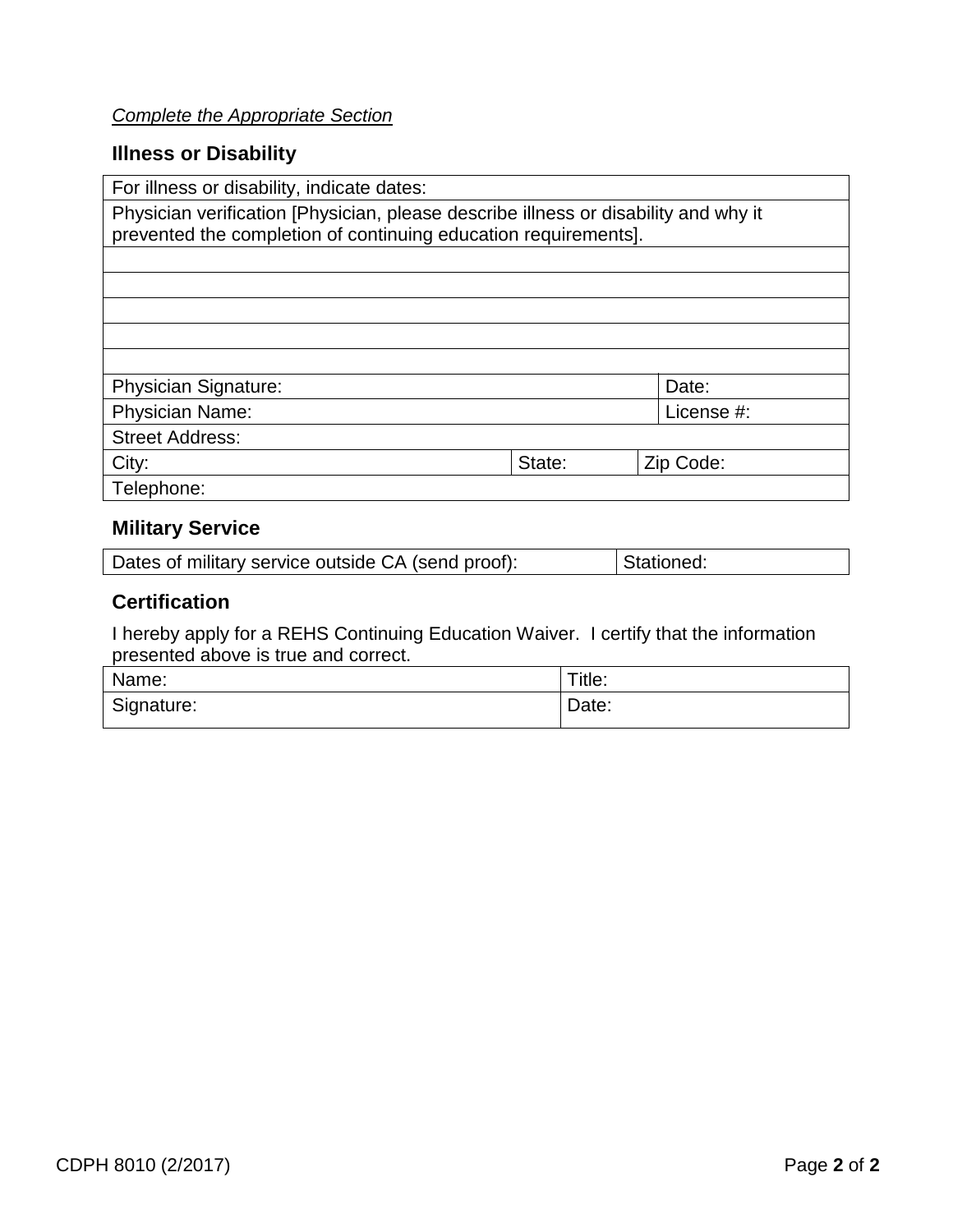*Complete the Appropriate Section*

## Illness or Disability

| | | | |
|---|---|---|---|
| For illness or disability, indicate dates: | | | |
| Physician verification [Physician, please describe illness or disability and why it prevented the completion of continuing education requirements]. | | | |
| | | | |
| | | | |
| | | | |
| | | | |
| | | | |
| Physician Signature: | | | Date: |
| Physician Name: | | | License #: |
| Street Address: | | | |
| City: | State: | Zip Code: | |
| Telephone: | | | |

## Military Service

| | |
|---|---|
| Dates of military service outside CA (send proof): | Stationed: |

## Certification

I hereby apply for a REHS Continuing Education Waiver. I certify that the information presented above is true and correct.

| | |
|---|---|
| Name: | Title: |
| Signature: | Date: |

CDPH 8010 (2/2017)